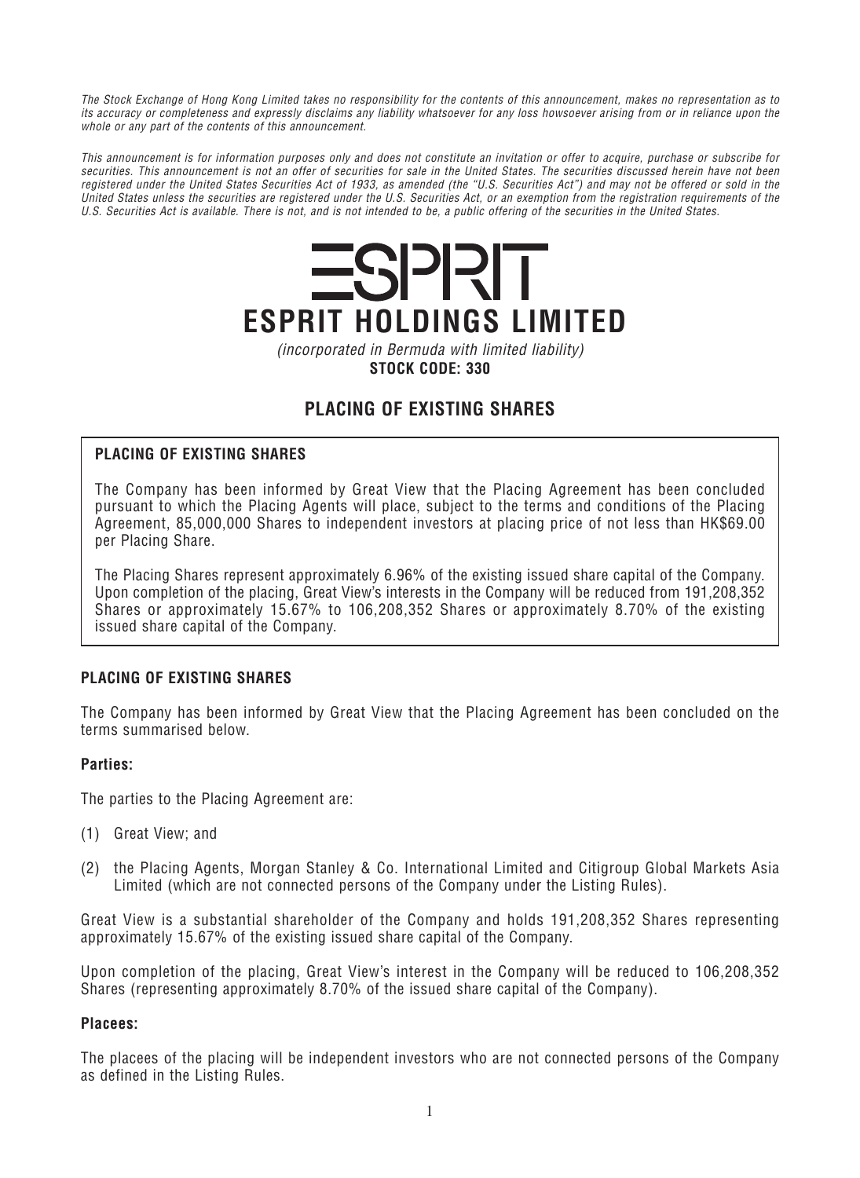*The Stock Exchange of Hong Kong Limited takes no responsibility for the contents of this announcement, makes no representation as to its accuracy or completeness and expressly disclaims any liability whatsoever for any loss howsoever arising from or in reliance upon the whole or any part of the contents of this announcement.*

*This announcement is for information purposes only and does not constitute an invitation or offer to acquire, purchase or subscribe for securities. This announcement is not an offer of securities for sale in the United States. The securities discussed herein have not been registered under the United States Securities Act of 1933, as amended (the "U.S. Securities Act") and may not be offered or sold in the United States unless the securities are registered under the U.S. Securities Act, or an exemption from the registration requirements of the U.S. Securities Act is available. There is not, and is not intended to be, a public offering of the securities in the United States.*

# ESPRIT

# ESPRIT HOLDINGS LIMITED

*(incorporated in Bermuda with limited liability)*

**STOCK CODE: 330**

## PLACING OF EXISTING SHARES

**PLACING OF EXISTING SHARES**

The Company has been informed by Great View that the Placing Agreement has been concluded pursuant to which the Placing Agents will place, subject to the terms and conditions of the Placing Agreement, 85,000,000 Shares to independent investors at placing price of not less than HK$69.00 per Placing Share.

The Placing Shares represent approximately 6.96% of the existing issued share capital of the Company. Upon completion of the placing, Great View's interests in the Company will be reduced from 191,208,352 Shares or approximately 15.67% to 106,208,352 Shares or approximately 8.70% of the existing issued share capital of the Company.

### PLACING OF EXISTING SHARES

The Company has been informed by Great View that the Placing Agreement has been concluded on the terms summarised below.

#### Parties:

The parties to the Placing Agreement are:

(1) Great View; and

(2) the Placing Agents, Morgan Stanley & Co. International Limited and Citigroup Global Markets Asia Limited (which are not connected persons of the Company under the Listing Rules).

Great View is a substantial shareholder of the Company and holds 191,208,352 Shares representing approximately 15.67% of the existing issued share capital of the Company.

Upon completion of the placing, Great View's interest in the Company will be reduced to 106,208,352 Shares (representing approximately 8.70% of the issued share capital of the Company).

#### Placees:

The placees of the placing will be independent investors who are not connected persons of the Company as defined in the Listing Rules.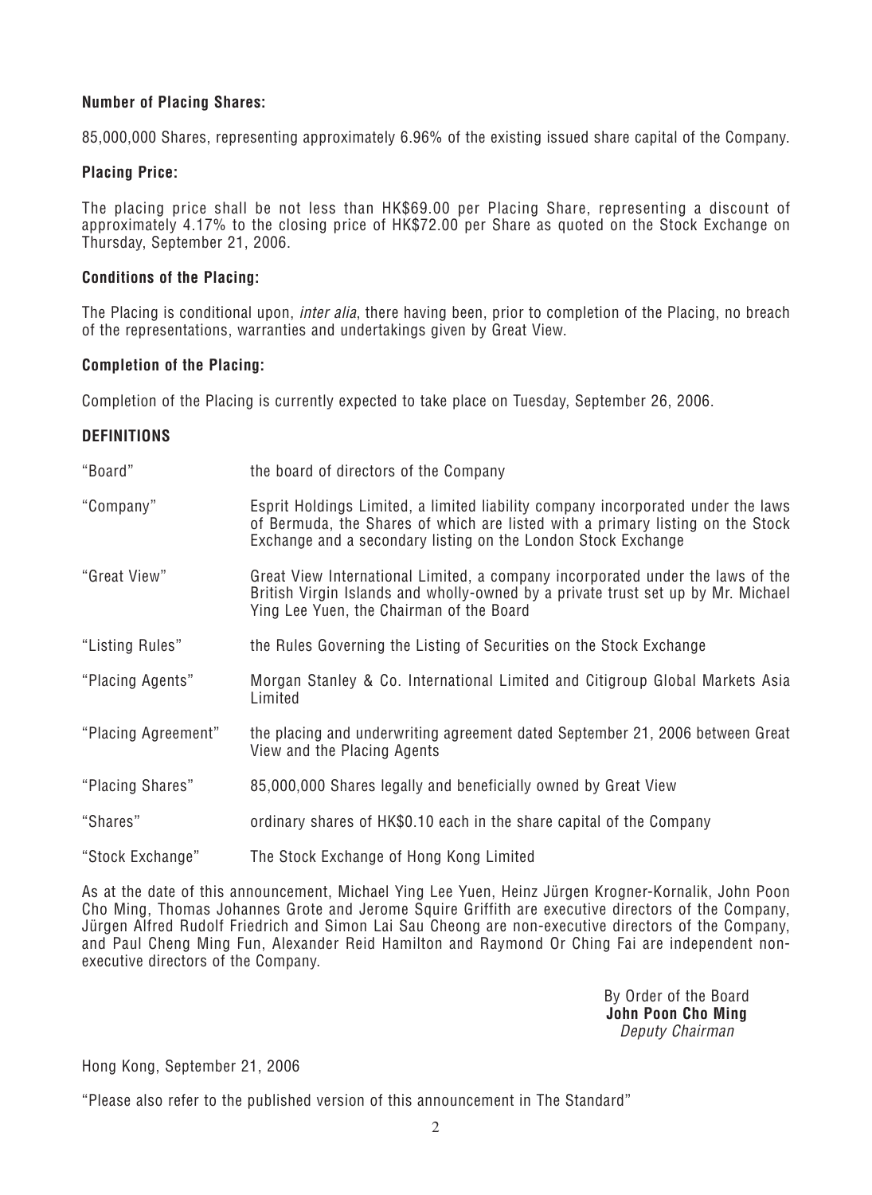**Number of Placing Shares:**

85,000,000 Shares, representing approximately 6.96% of the existing issued share capital of the Company.

**Placing Price:**

The placing price shall be not less than HK$69.00 per Placing Share, representing a discount of approximately 4.17% to the closing price of HK$72.00 per Share as quoted on the Stock Exchange on Thursday, September 21, 2006.

**Conditions of the Placing:**

The Placing is conditional upon, *inter alia*, there having been, prior to completion of the Placing, no breach of the representations, warranties and undertakings given by Great View.

**Completion of the Placing:**

Completion of the Placing is currently expected to take place on Tuesday, September 26, 2006.

**DEFINITIONS**

| | |
|---|---|
| "Board" | the board of directors of the Company |
| "Company" | Esprit Holdings Limited, a limited liability company incorporated under the laws of Bermuda, the Shares of which are listed with a primary listing on the Stock Exchange and a secondary listing on the London Stock Exchange |
| "Great View" | Great View International Limited, a company incorporated under the laws of the British Virgin Islands and wholly-owned by a private trust set up by Mr. Michael Ying Lee Yuen, the Chairman of the Board |
| "Listing Rules" | the Rules Governing the Listing of Securities on the Stock Exchange |
| "Placing Agents" | Morgan Stanley & Co. International Limited and Citigroup Global Markets Asia Limited |
| "Placing Agreement" | the placing and underwriting agreement dated September 21, 2006 between Great View and the Placing Agents |
| "Placing Shares" | 85,000,000 Shares legally and beneficially owned by Great View |
| "Shares" | ordinary shares of HK$0.10 each in the share capital of the Company |
| "Stock Exchange" | The Stock Exchange of Hong Kong Limited |

As at the date of this announcement, Michael Ying Lee Yuen, Heinz Jürgen Krogner-Kornalik, John Poon Cho Ming, Thomas Johannes Grote and Jerome Squire Griffith are executive directors of the Company, Jürgen Alfred Rudolf Friedrich and Simon Lai Sau Cheong are non-executive directors of the Company, and Paul Cheng Ming Fun, Alexander Reid Hamilton and Raymond Or Ching Fai are independent non-executive directors of the Company.

By Order of the Board
**John Poon Cho Ming**
*Deputy Chairman*

Hong Kong, September 21, 2006

"Please also refer to the published version of this announcement in The Standard"